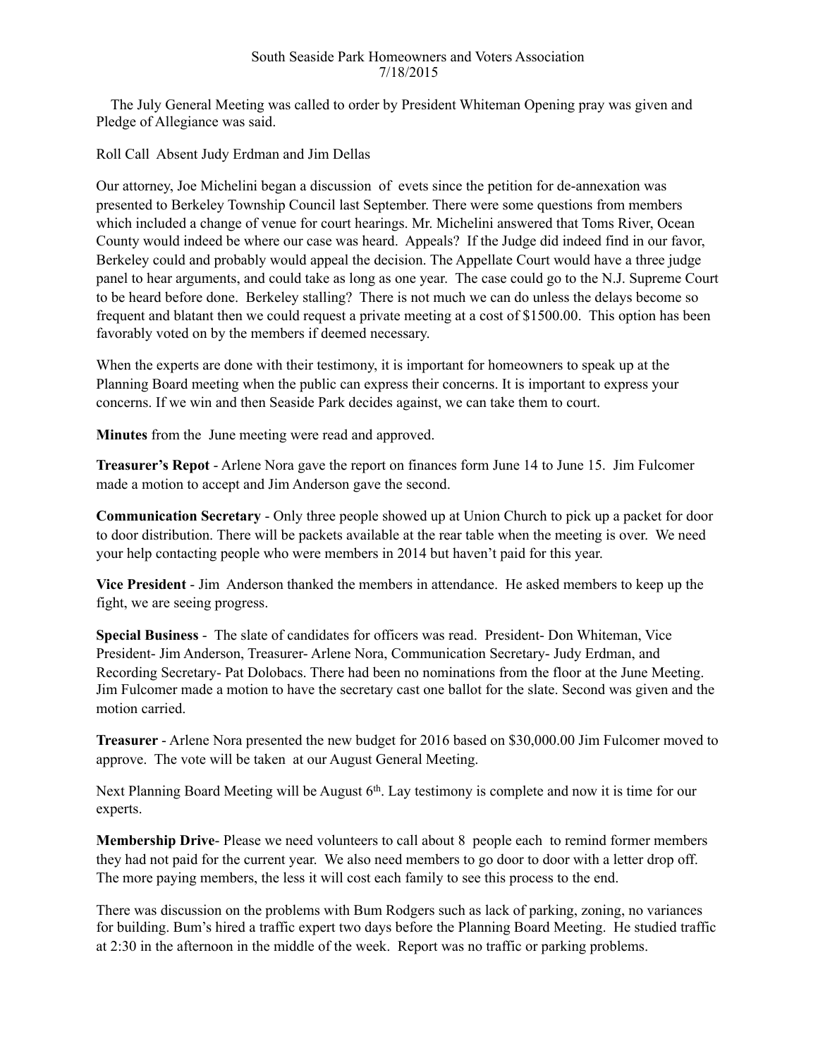South Seaside Park Homeowners and Voters Association
7/18/2015

The July General Meeting was called to order by President Whiteman Opening pray was given and Pledge of Allegiance was said.

Roll Call Absent Judy Erdman and Jim Dellas

Our attorney, Joe Michelini began a discussion of evets since the petition for de-annexation was presented to Berkeley Township Council last September. There were some questions from members which included a change of venue for court hearings. Mr. Michelini answered that Toms River, Ocean County would indeed be where our case was heard. Appeals? If the Judge did indeed find in our favor, Berkeley could and probably would appeal the decision. The Appellate Court would have a three judge panel to hear arguments, and could take as long as one year. The case could go to the N.J. Supreme Court to be heard before done. Berkeley stalling? There is not much we can do unless the delays become so frequent and blatant then we could request a private meeting at a cost of $1500.00. This option has been favorably voted on by the members if deemed necessary.

When the experts are done with their testimony, it is important for homeowners to speak up at the Planning Board meeting when the public can express their concerns. It is important to express your concerns. If we win and then Seaside Park decides against, we can take them to court.

**Minutes** from the June meeting were read and approved.

**Treasurer's Repot** - Arlene Nora gave the report on finances form June 14 to June 15. Jim Fulcomer made a motion to accept and Jim Anderson gave the second.

**Communication Secretary** - Only three people showed up at Union Church to pick up a packet for door to door distribution. There will be packets available at the rear table when the meeting is over. We need your help contacting people who were members in 2014 but haven't paid for this year.

**Vice President** - Jim Anderson thanked the members in attendance. He asked members to keep up the fight, we are seeing progress.

**Special Business** - The slate of candidates for officers was read. President- Don Whiteman, Vice President- Jim Anderson, Treasurer- Arlene Nora, Communication Secretary- Judy Erdman, and Recording Secretary- Pat Dolobacs. There had been no nominations from the floor at the June Meeting. Jim Fulcomer made a motion to have the secretary cast one ballot for the slate. Second was given and the motion carried.

**Treasurer** - Arlene Nora presented the new budget for 2016 based on $30,000.00 Jim Fulcomer moved to approve. The vote will be taken at our August General Meeting.

Next Planning Board Meeting will be August 6th. Lay testimony is complete and now it is time for our experts.

**Membership Drive**- Please we need volunteers to call about 8 people each to remind former members they had not paid for the current year. We also need members to go door to door with a letter drop off. The more paying members, the less it will cost each family to see this process to the end.

There was discussion on the problems with Bum Rodgers such as lack of parking, zoning, no variances for building. Bum's hired a traffic expert two days before the Planning Board Meeting. He studied traffic at 2:30 in the afternoon in the middle of the week. Report was no traffic or parking problems.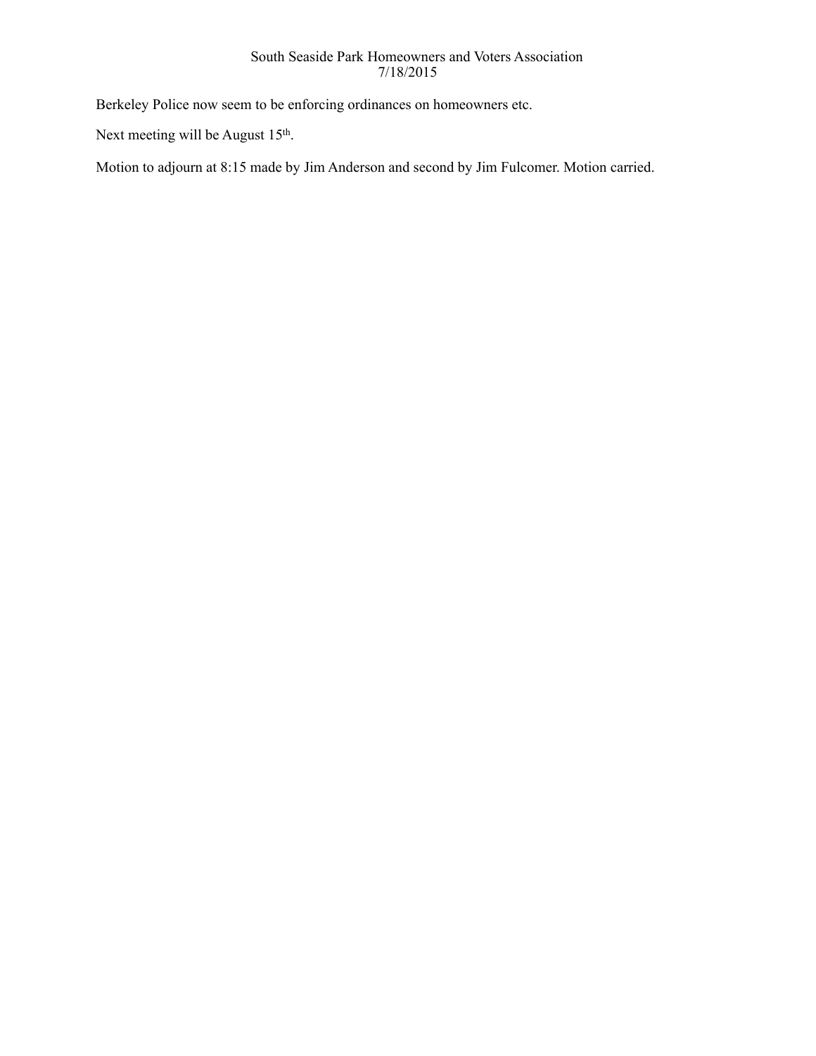Berkeley Police now seem to be enforcing ordinances on homeowners etc.

Next meeting will be August 15th.

Motion to adjourn at 8:15 made by Jim Anderson and second by Jim Fulcomer. Motion carried.